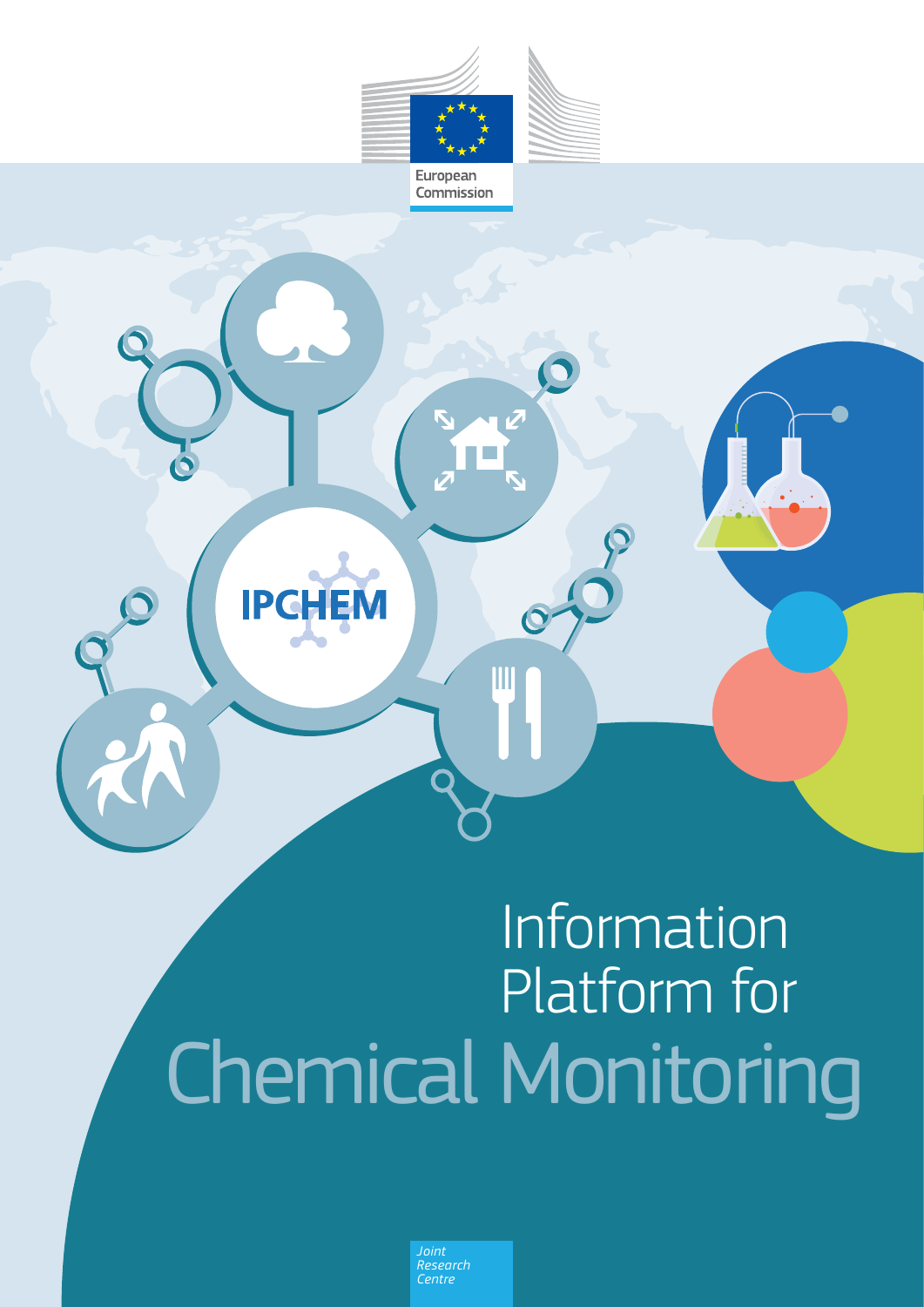European Commission

IPCHEM

# Information Platform for Chemical Monitoring

*Joint Research Centre*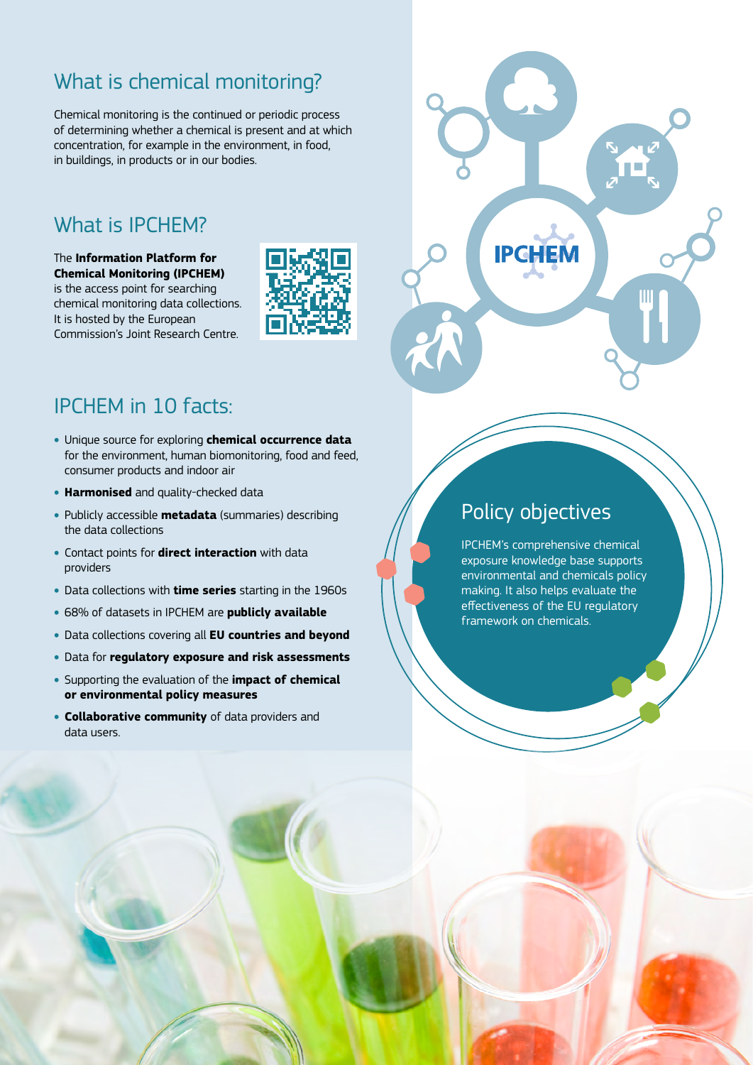## What is chemical monitoring?

Chemical monitoring is the continued or periodic process of determining whether a chemical is present and at which concentration, for example in the environment, in food, in buildings, in products or in our bodies.

## What is IPCHEM?

The **Information Platform for Chemical Monitoring (IPCHEM)** is the access point for searching chemical monitoring data collections. It is hosted by the European Commission's Joint Research Centre.

## IPCHEM in 10 facts:

- Unique source for exploring **chemical occurrence data** for the environment, human biomonitoring, food and feed, consumer products and indoor air
- **Harmonised** and quality-checked data
- Publicly accessible **metadata** (summaries) describing the data collections
- Contact points for **direct interaction** with data providers
- Data collections with **time series** starting in the 1960s
- 68% of datasets in IPCHEM are **publicly available**
- Data collections covering all **EU countries and beyond**
- Data for **regulatory exposure and risk assessments**
- Supporting the evaluation of the **impact of chemical or environmental policy measures**
- **Collaborative community** of data providers and data users.

## Policy objectives

IPCHEM's comprehensive chemical exposure knowledge base supports environmental and chemicals policy making. It also helps evaluate the effectiveness of the EU regulatory framework on chemicals.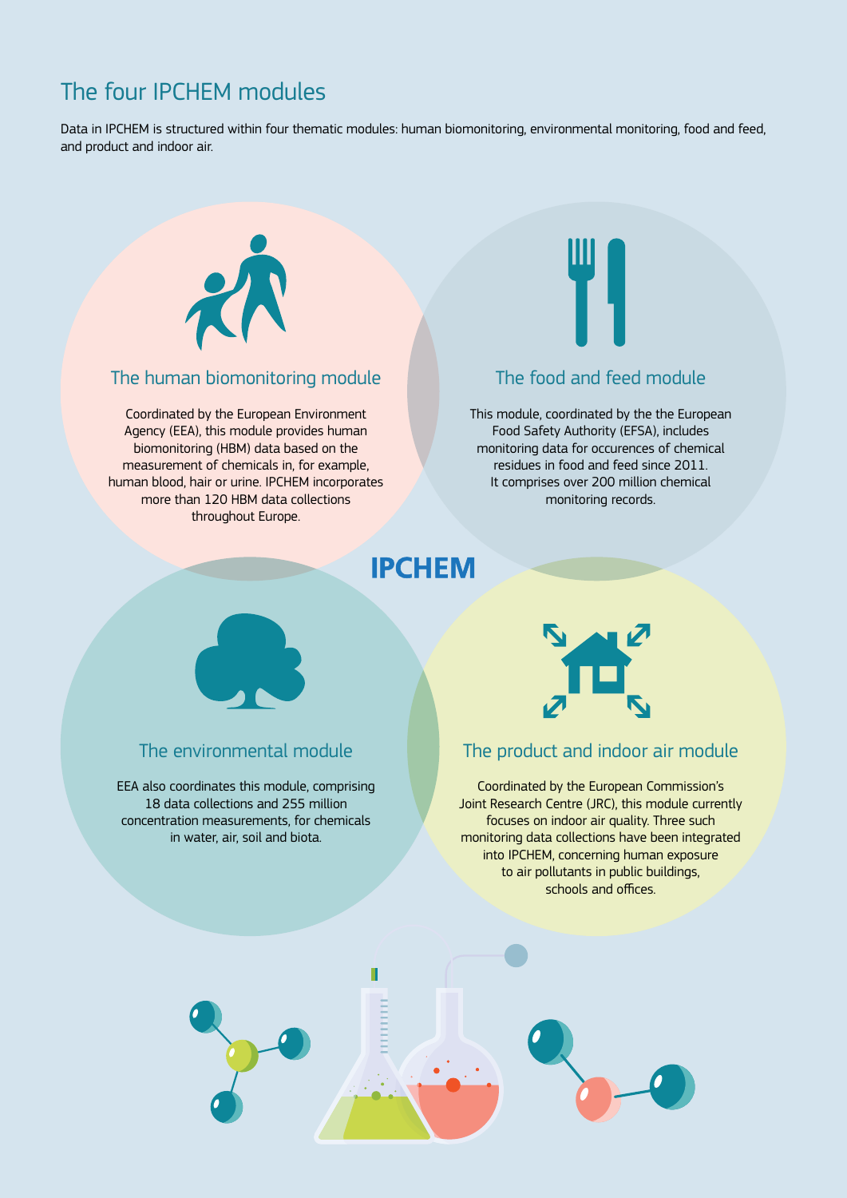# The four IPCHEM modules

Data in IPCHEM is structured within four thematic modules: human biomonitoring, environmental monitoring, food and feed, and product and indoor air.

## The human biomonitoring module

Coordinated by the European Environment Agency (EEA), this module provides human biomonitoring (HBM) data based on the measurement of chemicals in, for example, human blood, hair or urine. IPCHEM incorporates more than 120 HBM data collections throughout Europe.

## The food and feed module

This module, coordinated by the the European Food Safety Authority (EFSA), includes monitoring data for occurences of chemical residues in food and feed since 2011. It comprises over 200 million chemical monitoring records.

**IPCHEM**

## The environmental module

EEA also coordinates this module, comprising 18 data collections and 255 million concentration measurements, for chemicals in water, air, soil and biota.

## The product and indoor air module

Coordinated by the European Commission's Joint Research Centre (JRC), this module currently focuses on indoor air quality. Three such monitoring data collections have been integrated into IPCHEM, concerning human exposure to air pollutants in public buildings, schools and offices.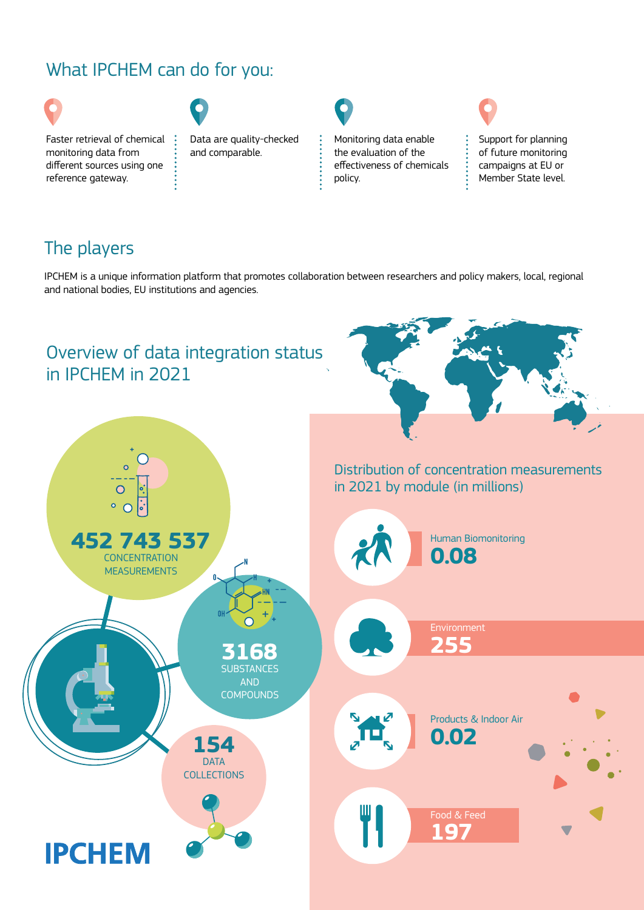## What IPCHEM can do for you:

- Faster retrieval of chemical monitoring data from different sources using one reference gateway.
- Data are quality-checked and comparable.
- Monitoring data enable the evaluation of the effectiveness of chemicals policy.
- Support for planning of future monitoring campaigns at EU or Member State level.

## The players

IPCHEM is a unique information platform that promotes collaboration between researchers and policy makers, local, regional and national bodies, EU institutions and agencies.

## Overview of data integration status in IPCHEM in 2021

**452 743 537** CONCENTRATION MEASUREMENTS

**3168** SUBSTANCES AND COMPOUNDS

**154** DATA COLLECTIONS

### Distribution of concentration measurements in 2021 by module (in millions)

| Module | Measurements (millions) |
| --- | --- |
| Human Biomonitoring | 0.08 |
| Environment | 255 |
| Products & Indoor Air | 0.02 |
| Food & Feed | 197 |

**IPCHEM**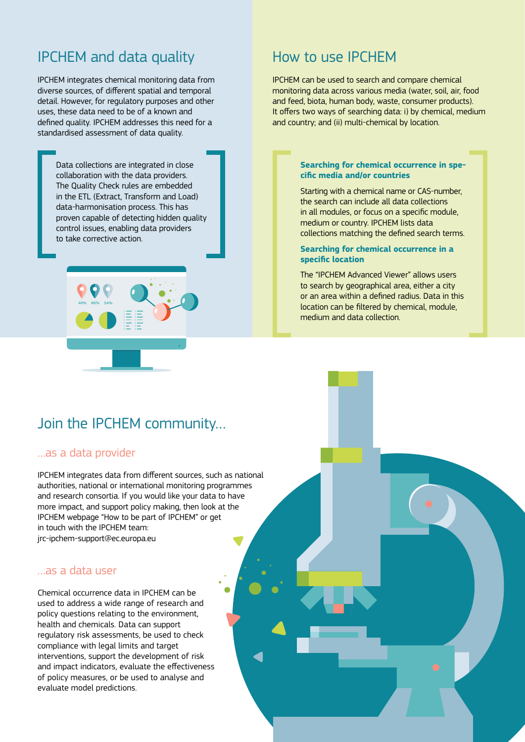## IPCHEM and data quality

IPCHEM integrates chemical monitoring data from diverse sources, of different spatial and temporal detail. However, for regulatory purposes and other uses, these data need to be of a known and defined quality. IPCHEM addresses this need for a standardised assessment of data quality.

> Data collections are integrated in close collaboration with the data providers. The Quality Check rules are embedded in the ETL (Extract, Transform and Load) data-harmonisation process. This has proven capable of detecting hidden quality control issues, enabling data providers to take corrective action.

## How to use IPCHEM

IPCHEM can be used to search and compare chemical monitoring data across various media (water, soil, air, food and feed, biota, human body, waste, consumer products). It offers two ways of searching data: i) by chemical, medium and country; and (ii) multi-chemical by location.

### Searching for chemical occurrence in specific media and/or countries

Starting with a chemical name or CAS-number, the search can include all data collections in all modules, or focus on a specific module, medium or country. IPCHEM lists data collections matching the defined search terms.

### Searching for chemical occurrence in a specific location

The "IPCHEM Advanced Viewer" allows users to search by geographical area, either a city or an area within a defined radius. Data in this location can be filtered by chemical, module, medium and data collection.

## Join the IPCHEM community...

### ...as a data provider

IPCHEM integrates data from different sources, such as national authorities, national or international monitoring programmes and research consortia. If you would like your data to have more impact, and support policy making, then look at the IPCHEM webpage "How to be part of IPCHEM" or get in touch with the IPCHEM team: jrc-ipchem-support@ec.europa.eu

### ...as a data user

Chemical occurrence data in IPCHEM can be used to address a wide range of research and policy questions relating to the environment, health and chemicals. Data can support regulatory risk assessments, be used to check compliance with legal limits and target interventions, support the development of risk and impact indicators, evaluate the effectiveness of policy measures, or be used to analyse and evaluate model predictions.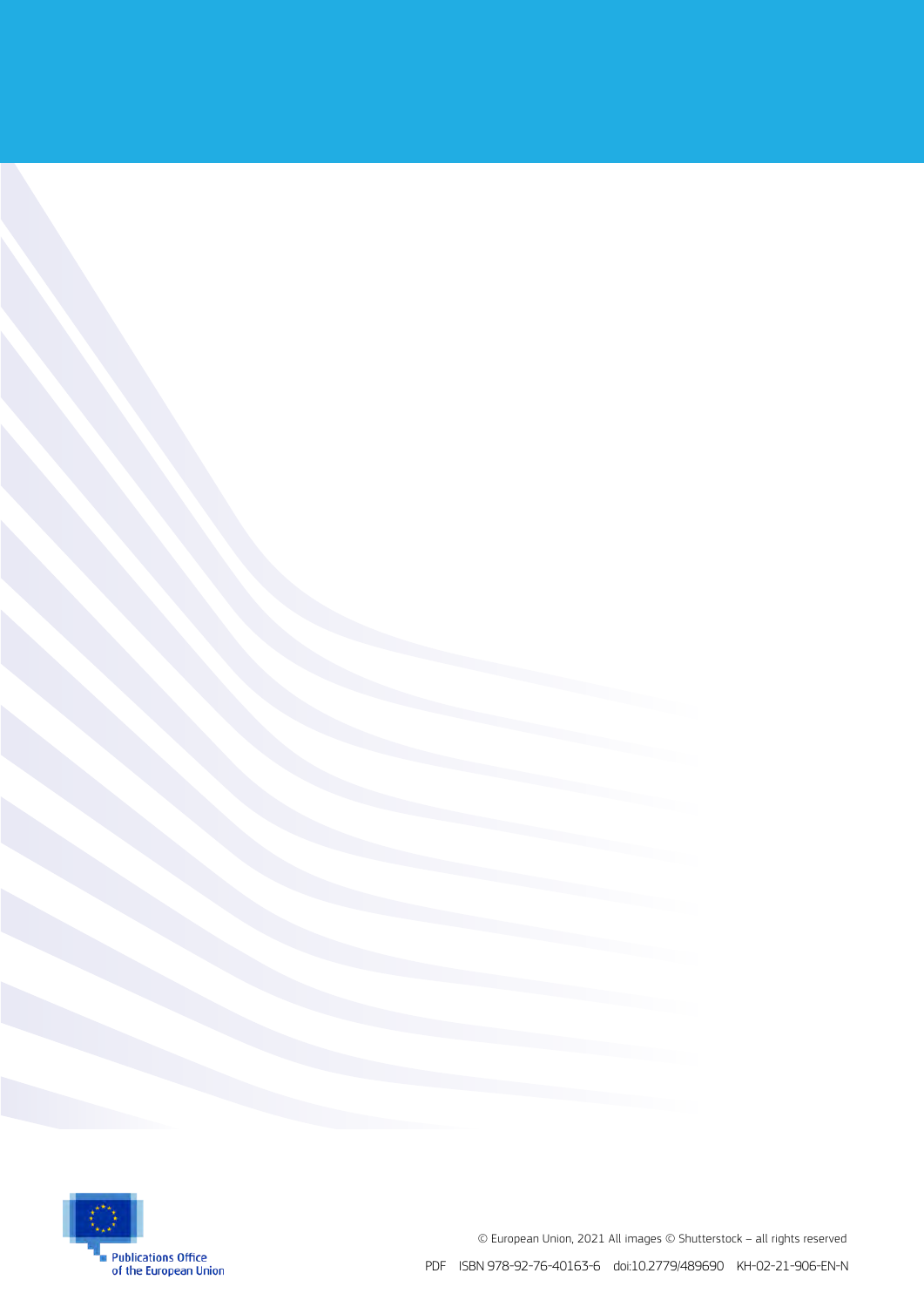Publications Office of the European Union

© European Union, 2021 All images © Shutterstock – all rights reserved

PDF ISBN 978-92-76-40163-6 doi:10.2779/489690 KH-02-21-906-EN-N